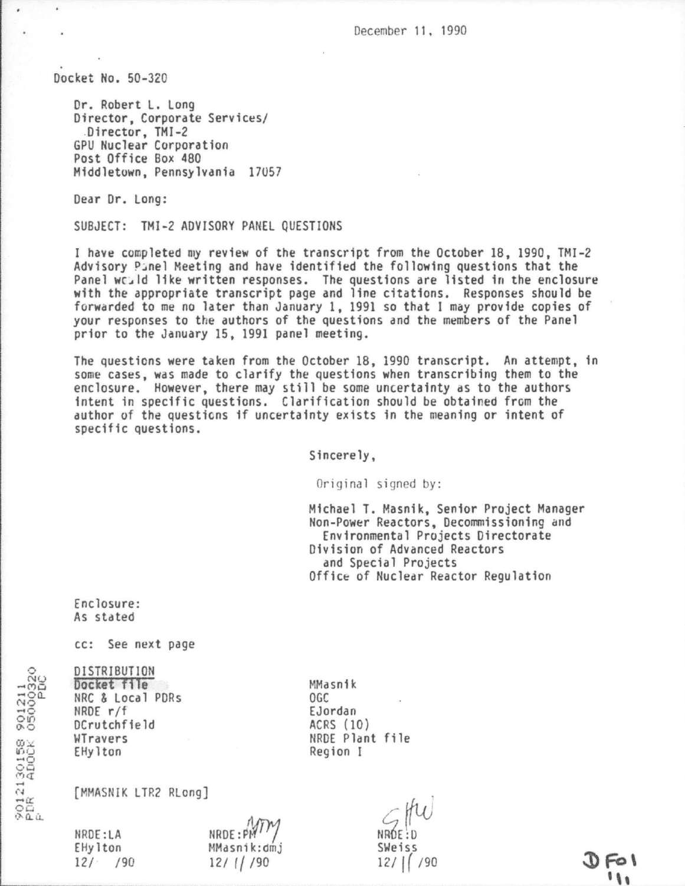December 11, 1990

Docket No. 50-320

Dr. Robert L. Long
Director, Corporate Services/
Director, TMI-2
GPU Nuclear Corporation
Post Office Box 480
Middletown, Pennsylvania 17057

Dear Dr. Long:

SUBJECT: TMI-2 ADVISORY PANEL QUESTIONS

I have completed my review of the transcript from the October 18, 1990, TMI-2 Advisory Panel Meeting and have identified the following questions that the Panel would like written responses. The questions are listed in the enclosure with the appropriate transcript page and line citations. Responses should be forwarded to me no later than January 1, 1991 so that I may provide copies of your responses to the authors of the questions and the members of the Panel prior to the January 15, 1991 panel meeting.

The questions were taken from the October 18, 1990 transcript. An attempt, in some cases, was made to clarify the questions when transcribing them to the enclosure. However, there may still be some uncertainty as to the authors intent in specific questions. Clarification should be obtained from the author of the questions if uncertainty exists in the meaning or intent of specific questions.

Sincerely,

Original signed by:

Michael T. Masnik, Senior Project Manager
Non-Power Reactors, Decommissioning and Environmental Projects Directorate
Division of Advanced Reactors and Special Projects
Office of Nuclear Reactor Regulation

Enclosure:
As stated

cc: See next page

DISTRIBUTION

| | |
|---|---|
| Docket file | MMasnik |
| NRC & Local PDRs | OGC |
| NRDE r/f | EJordan |
| DCrutchfield | ACRS (10) |
| WTravers | NRDE Plant file |
| EHylton | Region I |

[MMASNIK LTR2 RLong]

| NRDE:LA | NRDE:PM | NRDE:D |
|---|---|---|
| EHylton | MMasnik:dmj | SWeiss |
| 12/ /90 | 12/11/90 | 12/11/90 |

9012130158 901211
PDR ADOCK 05000320
P PDC

DFol
111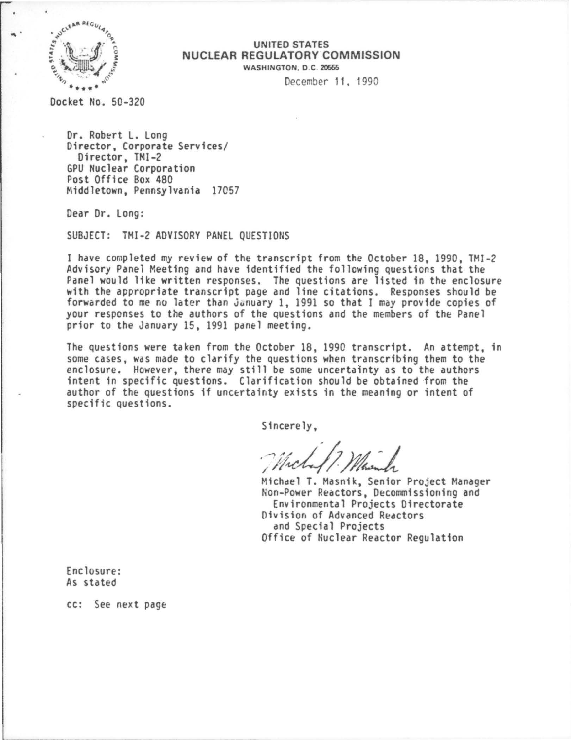**UNITED STATES**
**NUCLEAR REGULATORY COMMISSION**
WASHINGTON, D.C. 20555

December 11, 1990

Docket No. 50-320

Dr. Robert L. Long
Director, Corporate Services/
Director, TMI-2
GPU Nuclear Corporation
Post Office Box 480
Middletown, Pennsylvania 17057

Dear Dr. Long:

SUBJECT: TMI-2 ADVISORY PANEL QUESTIONS

I have completed my review of the transcript from the October 18, 1990, TMI-2 Advisory Panel Meeting and have identified the following questions that the Panel would like written responses. The questions are listed in the enclosure with the appropriate transcript page and line citations. Responses should be forwarded to me no later than January 1, 1991 so that I may provide copies of your responses to the authors of the questions and the members of the Panel prior to the January 15, 1991 panel meeting.

The questions were taken from the October 18, 1990 transcript. An attempt, in some cases, was made to clarify the questions when transcribing them to the enclosure. However, there may still be some uncertainty as to the authors intent in specific questions. Clarification should be obtained from the author of the questions if uncertainty exists in the meaning or intent of specific questions.

Sincerely,

Michael T. Masnik, Senior Project Manager
Non-Power Reactors, Decommissioning and
Environmental Projects Directorate
Division of Advanced Reactors
and Special Projects
Office of Nuclear Reactor Regulation

Enclosure:
As stated

cc: See next page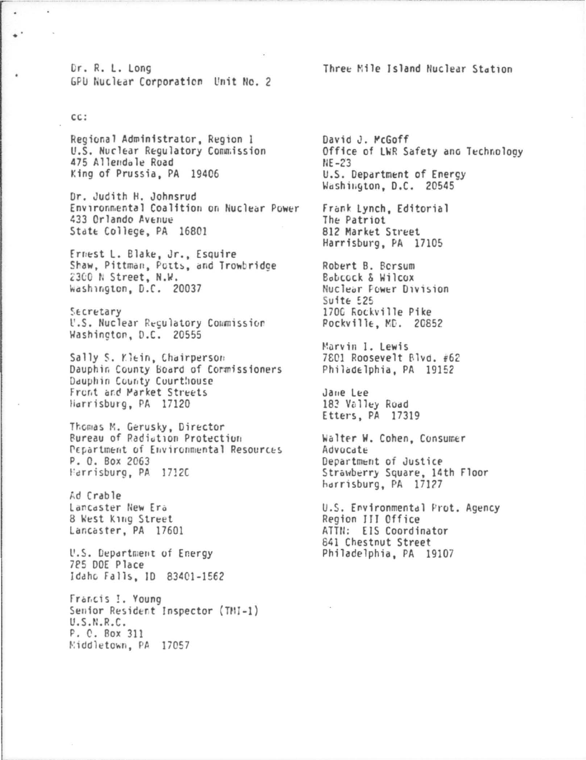Dr. R. L. Long
GPU Nuclear Corporation Unit No. 2

Three Mile Island Nuclear Station

cc:

Regional Administrator, Region I
U.S. Nuclear Regulatory Commission
475 Allendale Road
King of Prussia, PA 19406

Dr. Judith H. Johnsrud
Environmental Coalition on Nuclear Power
433 Orlando Avenue
State College, PA 16801

Ernest L. Blake, Jr., Esquire
Shaw, Pittman, Potts, and Trowbridge
2300 N Street, N.W.
Washington, D.C. 20037

Secretary
U.S. Nuclear Regulatory Commission
Washington, D.C. 20555

Sally S. Klein, Chairperson
Dauphin County Board of Commissioners
Dauphin County Courthouse
Front and Market Streets
Harrisburg, PA 17120

Thomas M. Gerusky, Director
Bureau of Radiation Protection
Department of Environmental Resources
P. O. Box 2063
Harrisburg, PA 17120

Ad Crable
Lancaster New Era
8 West King Street
Lancaster, PA 17601

U.S. Department of Energy
785 DOE Place
Idaho Falls, ID 83401-1562

Francis I. Young
Senior Resident Inspector (TMI-1)
U.S.N.R.C.
P. O. Box 311
Middletown, PA 17057

David J. McGoff
Office of LWR Safety and Technology
NE-23
U.S. Department of Energy
Washington, D.C. 20545

Frank Lynch, Editorial
The Patriot
812 Market Street
Harrisburg, PA 17105

Robert B. Borsum
Babcock & Wilcox
Nuclear Power Division
Suite 525
1700 Rockville Pike
Rockville, MD. 20852

Marvin I. Lewis
7801 Roosevelt Blvd. #62
Philadelphia, PA 19152

Jane Lee
183 Valley Road
Etters, PA 17319

Walter W. Cohen, Consumer
Advocate
Department of Justice
Strawberry Square, 14th Floor
Harrisburg, PA 17127

U.S. Environmental Prot. Agency
Region III Office
ATTN: EIS Coordinator
841 Chestnut Street
Philadelphia, PA 19107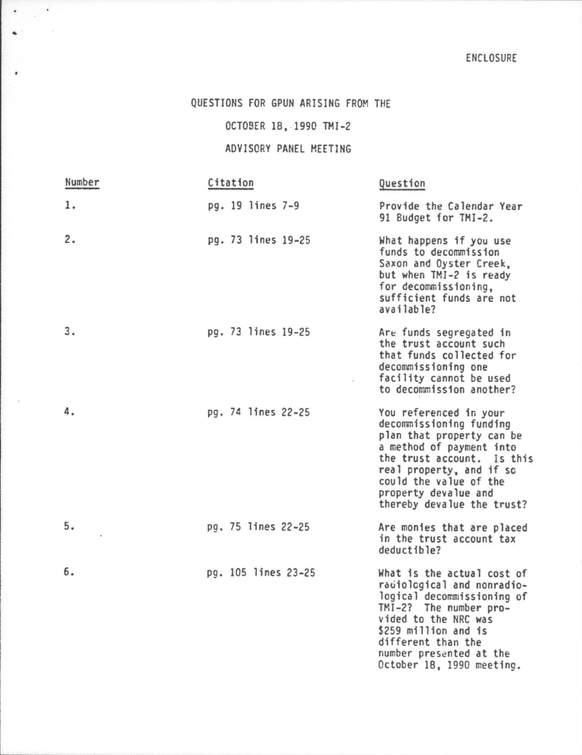ENCLOSURE

# QUESTIONS FOR GPUN ARISING FROM THE OCTOBER 18, 1990 TMI-2 ADVISORY PANEL MEETING

| Number | Citation | Question |
|---|---|---|
| 1. | pg. 19 lines 7-9 | Provide the Calendar Year 91 Budget for TMI-2. |
| 2. | pg. 73 lines 19-25 | What happens if you use funds to decommission Saxon and Oyster Creek, but when TMI-2 is ready for decommissioning, sufficient funds are not available? |
| 3. | pg. 73 lines 19-25 | Are funds segregated in the trust account such that funds collected for decommissioning one facility cannot be used to decommission another? |
| 4. | pg. 74 lines 22-25 | You referenced in your decommissioning funding plan that property can be a method of payment into the trust account. Is this real property, and if so could the value of the property devalue and thereby devalue the trust? |
| 5. | pg. 75 lines 22-25 | Are monies that are placed in the trust account tax deductible? |
| 6. | pg. 105 lines 23-25 | What is the actual cost of radiological and nonradiological decommissioning of TMI-2? The number provided to the NRC was $259 million and is different than the number presented at the October 18, 1990 meeting. |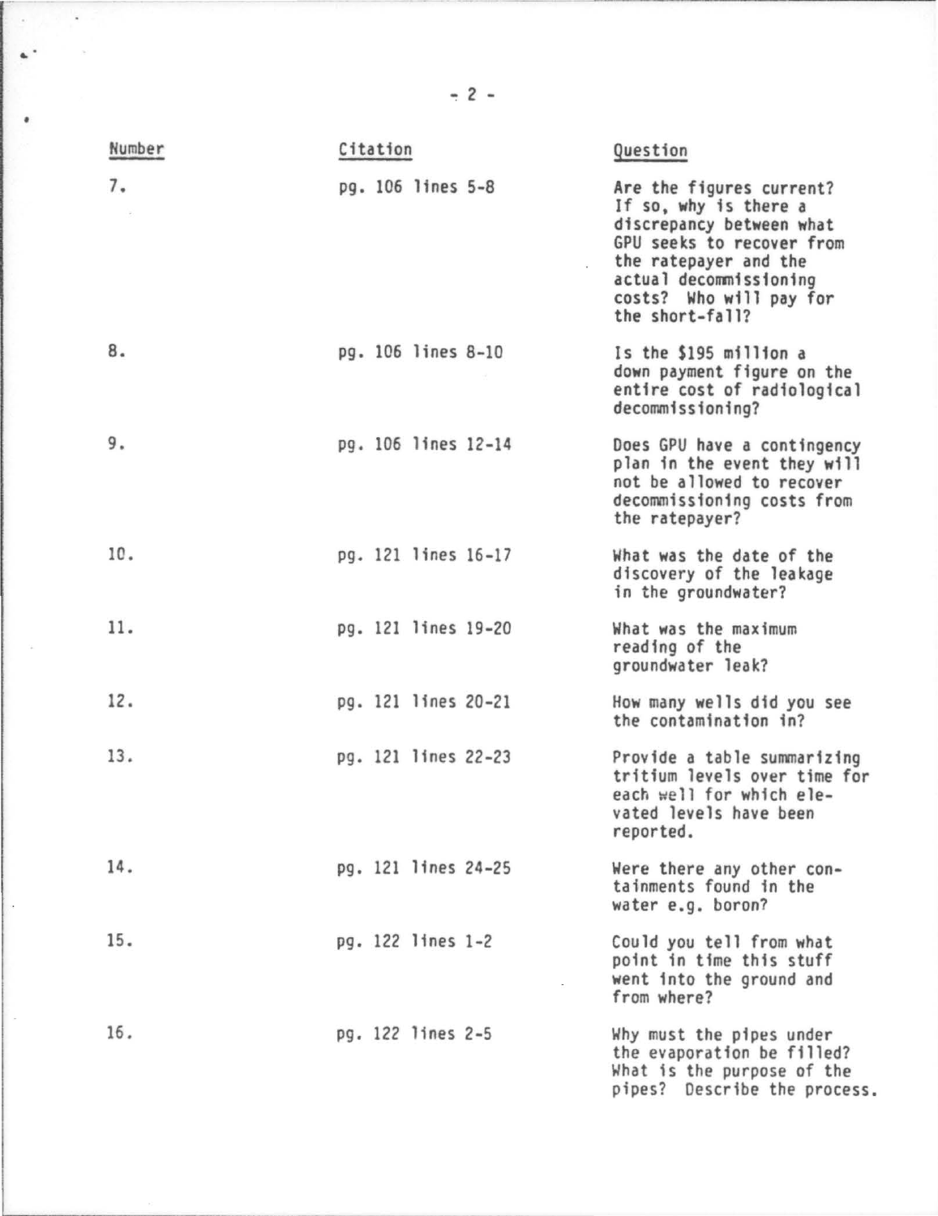| Number | Citation | Question |
|---|---|---|
| 7. | pg. 106 lines 5-8 | Are the figures current? If so, why is there a discrepancy between what GPU seeks to recover from the ratepayer and the actual decommissioning costs? Who will pay for the short-fall? |
| 8. | pg. 106 lines 8-10 | Is the $195 million a down payment figure on the entire cost of radiological decommissioning? |
| 9. | pg. 106 lines 12-14 | Does GPU have a contingency plan in the event they will not be allowed to recover decommissioning costs from the ratepayer? |
| 10. | pg. 121 lines 16-17 | What was the date of the discovery of the leakage in the groundwater? |
| 11. | pg. 121 lines 19-20 | What was the maximum reading of the groundwater leak? |
| 12. | pg. 121 lines 20-21 | How many wells did you see the contamination in? |
| 13. | pg. 121 lines 22-23 | Provide a table summarizing tritium levels over time for each well for which elevated levels have been reported. |
| 14. | pg. 121 lines 24-25 | Were there any other containments found in the water e.g. boron? |
| 15. | pg. 122 lines 1-2 | Could you tell from what point in time this stuff went into the ground and from where? |
| 16. | pg. 122 lines 2-5 | Why must the pipes under the evaporation be filled? What is the purpose of the pipes? Describe the process. |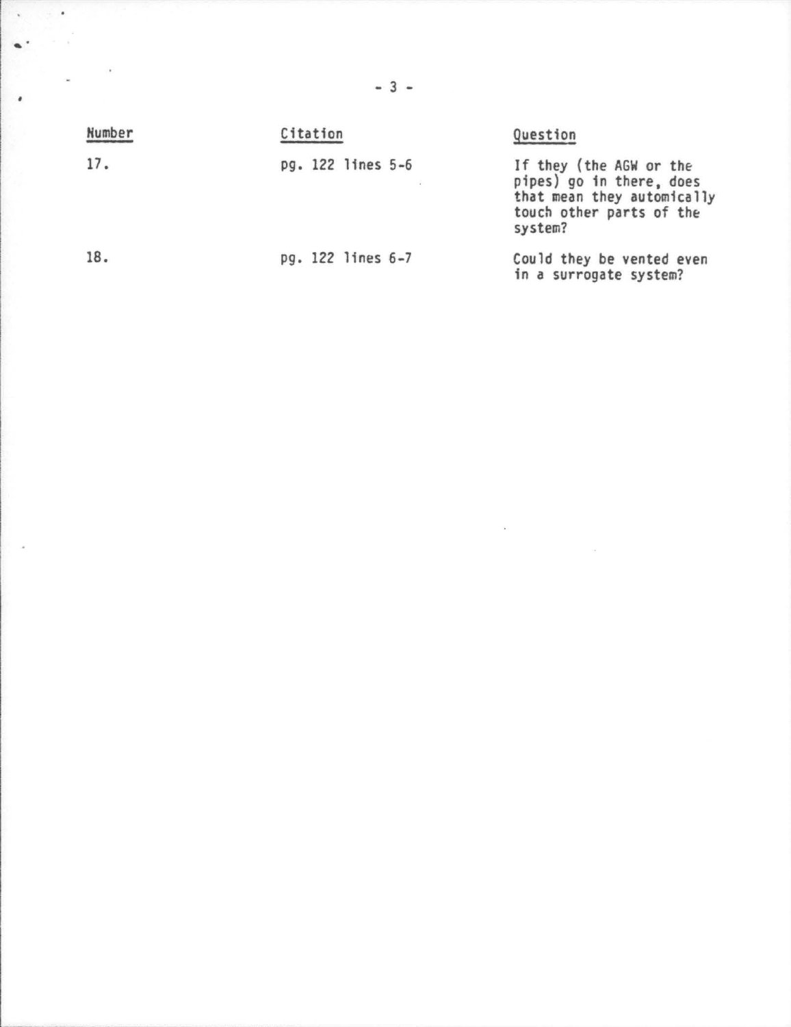| Number | Citation | Question |
| --- | --- | --- |
| 17. | pg. 122 lines 5-6 | If they (the AGW or the pipes) go in there, does that mean they automically touch other parts of the system? |
| 18. | pg. 122 lines 6-7 | Could they be vented even in a surrogate system? |